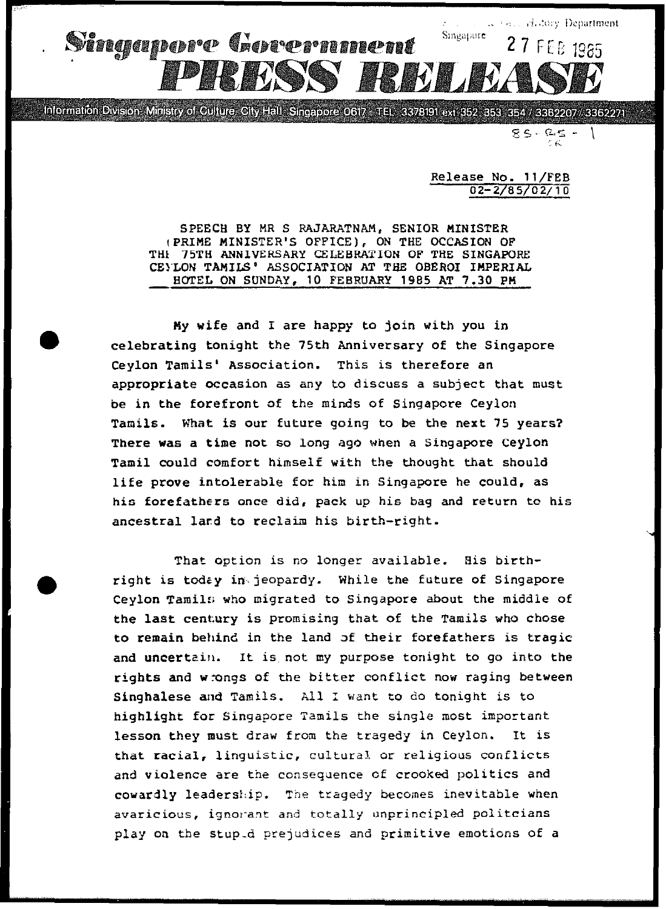# Singapore Government PRESS RELEASE

Information Division, Ministry of Culture, City Hall, Singapore 0617 · TEL: 3378191 ext 352 353 354 / 3362207 / 3362271

Release No. 11/FEB
02-2/85/02/10

SPEECH BY MR S RAJARATNAM, SENIOR MINISTER (PRIME MINISTER'S OFFICE), ON THE OCCASION OF THE 75TH ANNIVERSARY CELEBRATION OF THE SINGAPORE CEYLON TAMILS' ASSOCIATION AT THE OBEROI IMPERIAL HOTEL ON SUNDAY, 10 FEBRUARY 1985 AT 7.30 PM

My wife and I are happy to join with you in celebrating tonight the 75th Anniversary of the Singapore Ceylon Tamils' Association. This is therefore an appropriate occasion as any to discuss a subject that must be in the forefront of the minds of Singapore Ceylon Tamils. What is our future going to be the next 75 years? There was a time not so long ago when a Singapore Ceylon Tamil could comfort himself with the thought that should life prove intolerable for him in Singapore he could, as his forefathers once did, pack up his bag and return to his ancestral land to reclaim his birth-right.

That option is no longer available. His birth-right is today in jeopardy. While the future of Singapore Ceylon Tamils who migrated to Singapore about the middle of the last century is promising that of the Tamils who chose to remain behind in the land of their forefathers is tragic and uncertain. It is not my purpose tonight to go into the rights and wrongs of the bitter conflict now raging between Singhalese and Tamils. All I want to do tonight is to highlight for Singapore Tamils the single most important lesson they must draw from the tragedy in Ceylon. It is that racial, linguistic, cultural or religious conflicts and violence are the consequence of crooked politics and cowardly leadership. The tragedy becomes inevitable when avaricious, ignorant and totally unprincipled politcians play on the stupid prejudices and primitive emotions of a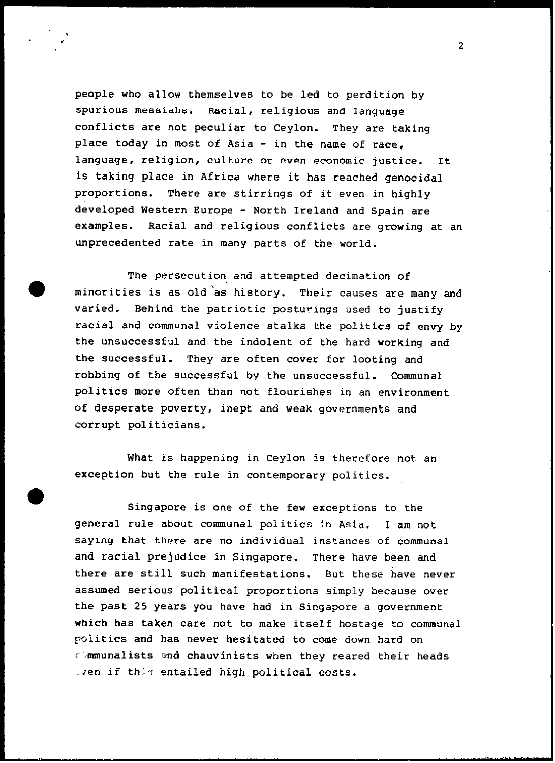people who allow themselves to be led to perdition by spurious messiahs. Racial, religious and language conflicts are not peculiar to Ceylon. They are taking place today in most of Asia - in the name of race, language, religion, culture or even economic justice. It is taking place in Africa where it has reached genocidal proportions. There are stirrings of it even in highly developed Western Europe - North Ireland and Spain are examples. Racial and religious conflicts are growing at an unprecedented rate in many parts of the world.

The persecution and attempted decimation of minorities is as old as history. Their causes are many and varied. Behind the patriotic posturings used to justify racial and communal violence stalks the politics of envy by the unsuccessful and the indolent of the hard working and the successful. They are often cover for looting and robbing of the successful by the unsuccessful. Communal politics more often than not flourishes in an environment of desperate poverty, inept and weak governments and corrupt politicians.

What is happening in Ceylon is therefore not an exception but the rule in contemporary politics.

Singapore is one of the few exceptions to the general rule about communal politics in Asia. I am not saying that there are no individual instances of communal and racial prejudice in Singapore. There have been and there are still such manifestations. But these have never assumed serious political proportions simply because over the past 25 years you have had in Singapore a government which has taken care not to make itself hostage to communal politics and has never hesitated to come down hard on communalists and chauvinists when they reared their heads even if this entailed high political costs.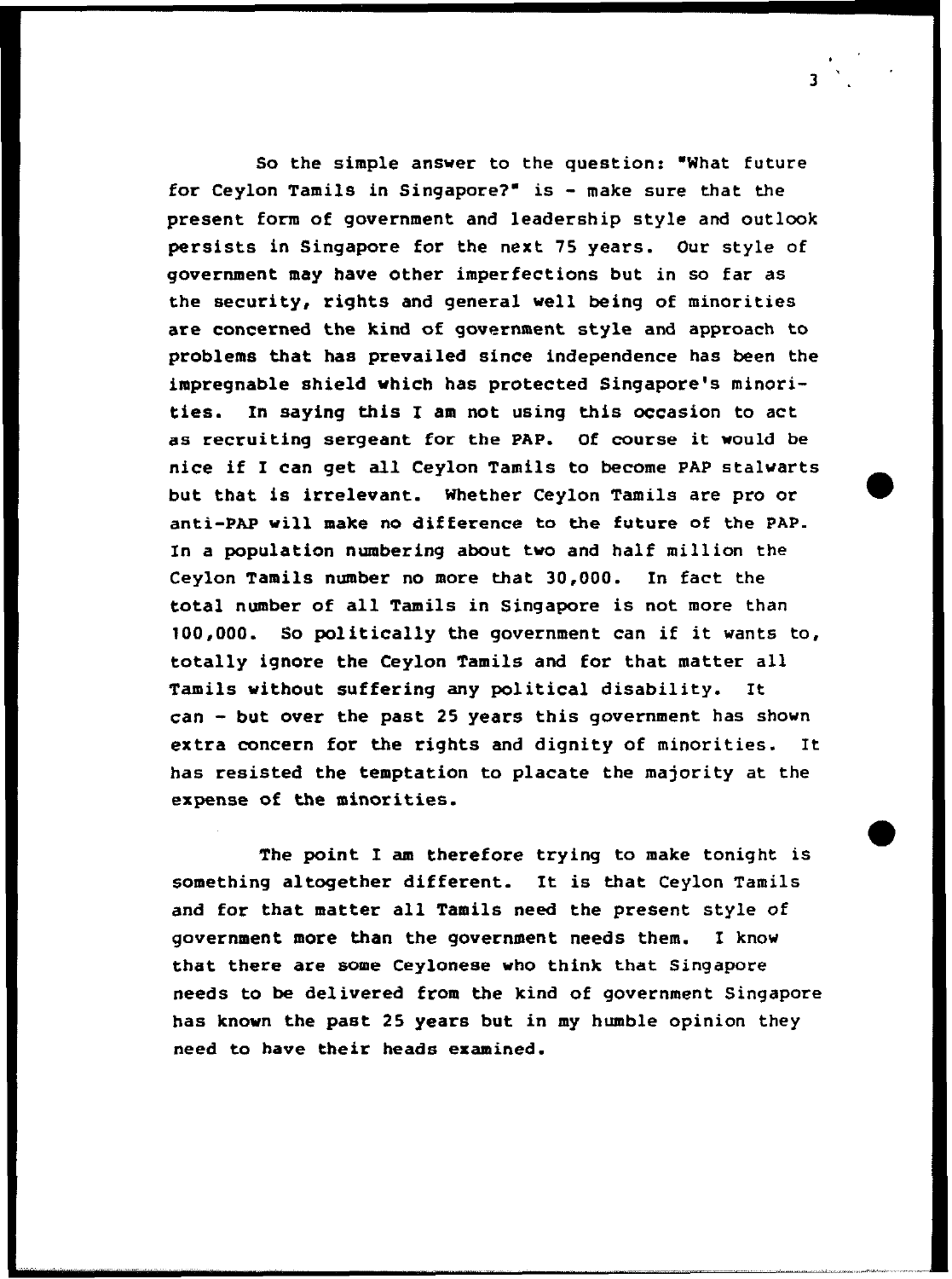So the simple answer to the question: "What future for Ceylon Tamils in Singapore?" is - make sure that the present form of government and leadership style and outlook persists in Singapore for the next 75 years. Our style of government may have other imperfections but in so far as the security, rights and general well being of minorities are concerned the kind of government style and approach to problems that has prevailed since independence has been the impregnable shield which has protected Singapore's minorities. In saying this I am not using this occasion to act as recruiting sergeant for the PAP. Of course it would be nice if I can get all Ceylon Tamils to become PAP stalwarts but that is irrelevant. Whether Ceylon Tamils are pro or anti-PAP will make no difference to the future of the PAP. In a population numbering about two and half million the Ceylon Tamils number no more that 30,000. In fact the total number of all Tamils in Singapore is not more than 100,000. So politically the government can if it wants to, totally ignore the Ceylon Tamils and for that matter all Tamils without suffering any political disability. It can - but over the past 25 years this government has shown extra concern for the rights and dignity of minorities. It has resisted the temptation to placate the majority at the expense of the minorities.

The point I am therefore trying to make tonight is something altogether different. It is that Ceylon Tamils and for that matter all Tamils need the present style of government more than the government needs them. I know that there are some Ceylonese who think that Singapore needs to be delivered from the kind of government Singapore has known the past 25 years but in my humble opinion they need to have their heads examined.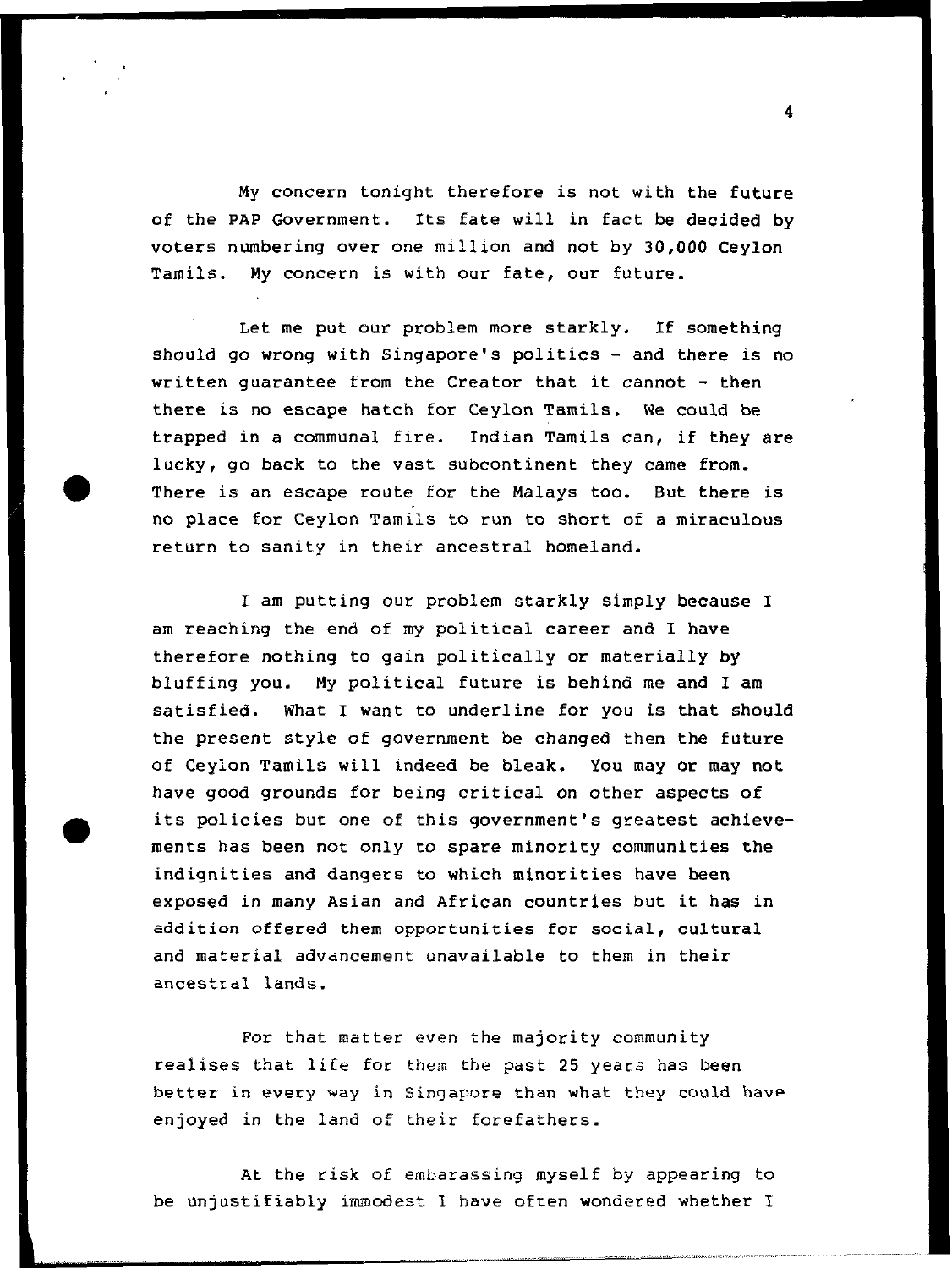My concern tonight therefore is not with the future of the PAP Government. Its fate will in fact be decided by voters numbering over one million and not by 30,000 Ceylon Tamils. My concern is with our fate, our future.

Let me put our problem more starkly. If something should go wrong with Singapore's politics - and there is no written guarantee from the Creator that it cannot - then there is no escape hatch for Ceylon Tamils. We could be trapped in a communal fire. Indian Tamils can, if they are lucky, go back to the vast subcontinent they came from. There is an escape route for the Malays too. But there is no place for Ceylon Tamils to run to short of a miraculous return to sanity in their ancestral homeland.

I am putting our problem starkly simply because I am reaching the end of my political career and I have therefore nothing to gain politically or materially by bluffing you. My political future is behind me and I am satisfied. What I want to underline for you is that should the present style of government be changed then the future of Ceylon Tamils will indeed be bleak. You may or may not have good grounds for being critical on other aspects of its policies but one of this government's greatest achievements has been not only to spare minority communities the indignities and dangers to which minorities have been exposed in many Asian and African countries but it has in addition offered them opportunities for social, cultural and material advancement unavailable to them in their ancestral lands.

For that matter even the majority community realises that life for them the past 25 years has been better in every way in Singapore than what they could have enjoyed in the land of their forefathers.

At the risk of embarassing myself by appearing to be unjustifiably immodest I have often wondered whether I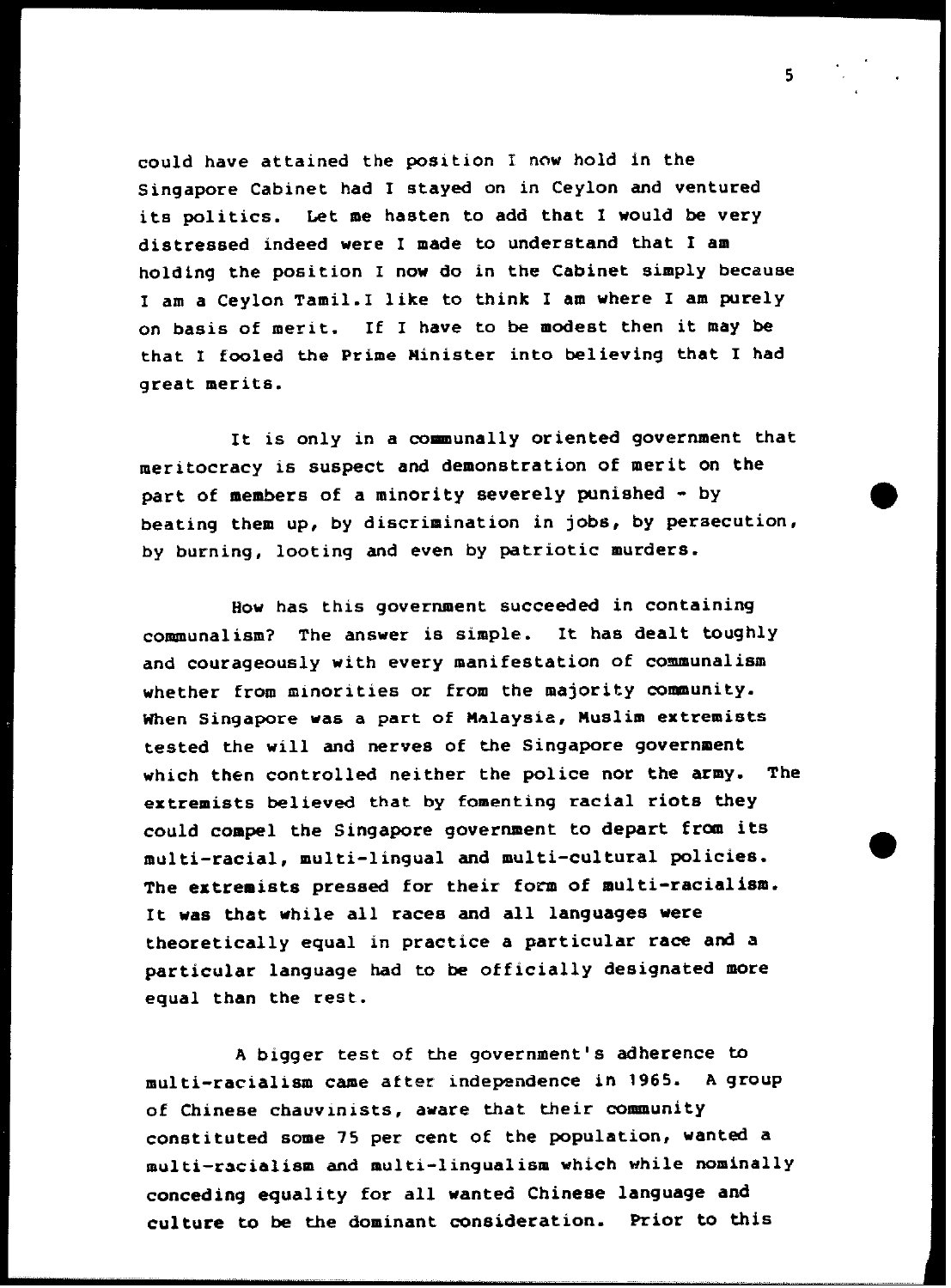could have attained the position I now hold in the Singapore Cabinet had I stayed on in Ceylon and ventured its politics. Let me hasten to add that I would be very distressed indeed were I made to understand that I am holding the position I now do in the Cabinet simply because I am a Ceylon Tamil.I like to think I am where I am purely on basis of merit. If I have to be modest then it may be that I fooled the Prime Minister into believing that I had great merits.

It is only in a communally oriented government that meritocracy is suspect and demonstration of merit on the part of members of a minority severely punished - by beating them up, by discrimination in jobs, by persecution, by burning, looting and even by patriotic murders.

How has this government succeeded in containing communalism? The answer is simple. It has dealt toughly and courageously with every manifestation of communalism whether from minorities or from the majority community. When Singapore was a part of Malaysia, Muslim extremists tested the will and nerves of the Singapore government which then controlled neither the police nor the army. The extremists believed that by fomenting racial riots they could compel the Singapore government to depart from its multi-racial, multi-lingual and multi-cultural policies. The extremists pressed for their form of multi-racialism. It was that while all races and all languages were theoretically equal in practice a particular race and a particular language had to be officially designated more equal than the rest.

A bigger test of the government's adherence to multi-racialism came after independence in 1965. A group of Chinese chauvinists, aware that their community constituted some 75 per cent of the population, wanted a multi-racialism and multi-lingualism which while nominally conceding equality for all wanted Chinese language and culture to be the dominant consideration. Prior to this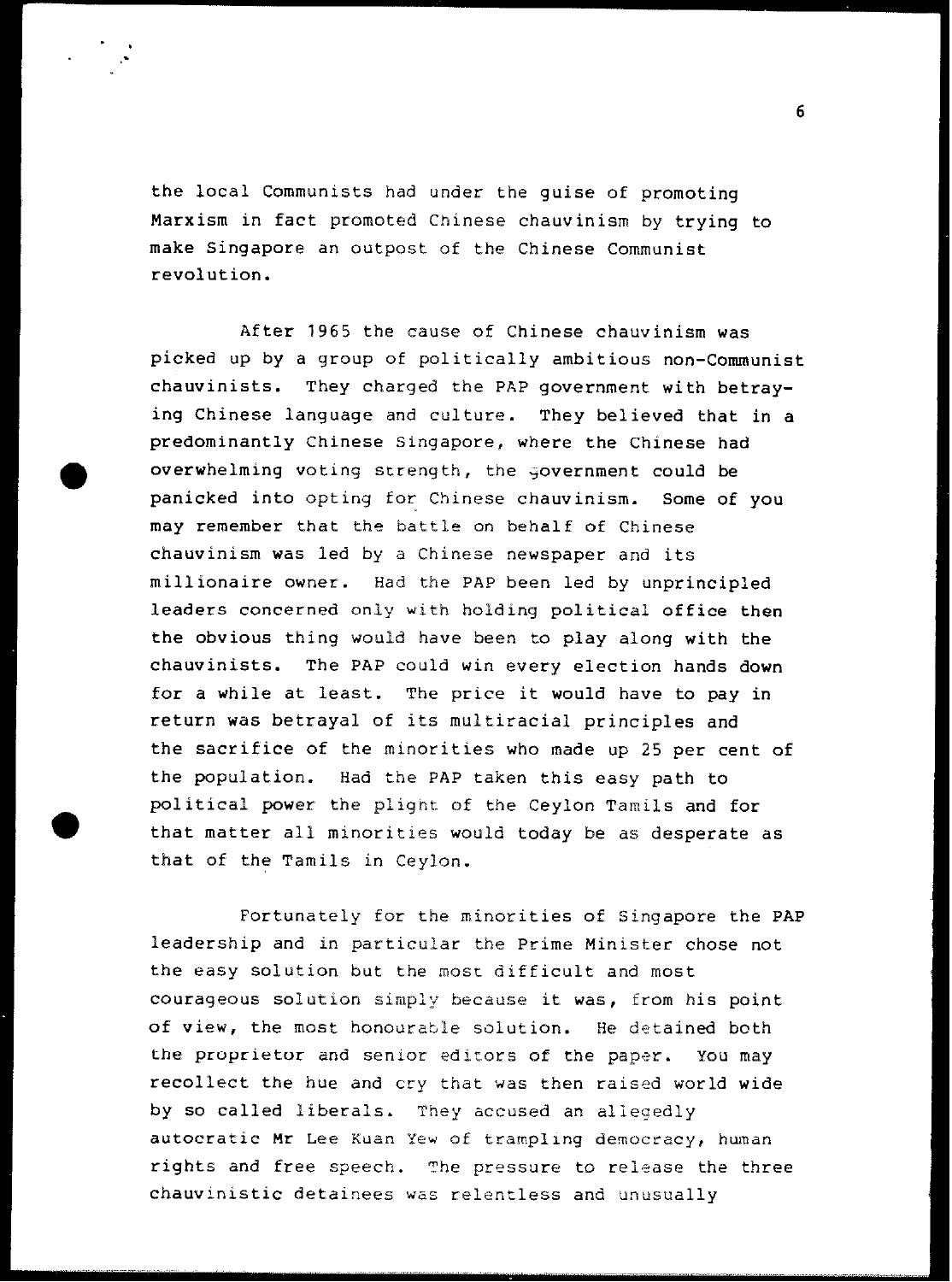the local Communists had under the guise of promoting Marxism in fact promoted Chinese chauvinism by trying to make Singapore an outpost of the Chinese Communist revolution.

After 1965 the cause of Chinese chauvinism was picked up by a group of politically ambitious non-Communist chauvinists. They charged the PAP government with betraying Chinese language and culture. They believed that in a predominantly Chinese Singapore, where the Chinese had overwhelming voting strength, the government could be panicked into opting for Chinese chauvinism. Some of you may remember that the battle on behalf of Chinese chauvinism was led by a Chinese newspaper and its millionaire owner. Had the PAP been led by unprincipled leaders concerned only with holding political office then the obvious thing would have been to play along with the chauvinists. The PAP could win every election hands down for a while at least. The price it would have to pay in return was betrayal of its multiracial principles and the sacrifice of the minorities who made up 25 per cent of the population. Had the PAP taken this easy path to political power the plight of the Ceylon Tamils and for that matter all minorities would today be as desperate as that of the Tamils in Ceylon.

Fortunately for the minorities of Singapore the PAP leadership and in particular the Prime Minister chose not the easy solution but the most difficult and most courageous solution simply because it was, from his point of view, the most honourable solution. He detained both the proprietor and senior editors of the paper. You may recollect the hue and cry that was then raised world wide by so called liberals. They accused an allegedly autocratic Mr Lee Kuan Yew of trampling democracy, human rights and free speech. The pressure to release the three chauvinistic detainees was relentless and unusually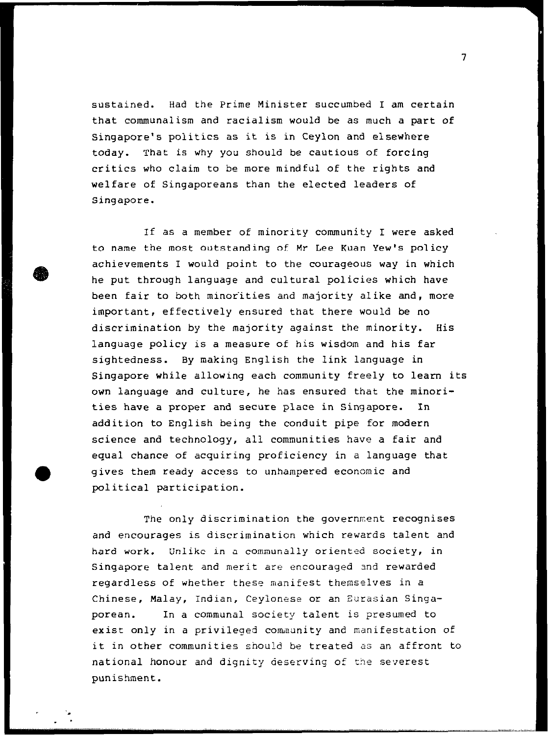sustained. Had the Prime Minister succumbed I am certain that communalism and racialism would be as much a part of Singapore's politics as it is in Ceylon and elsewhere today. That is why you should be cautious of forcing critics who claim to be more mindful of the rights and welfare of Singaporeans than the elected leaders of Singapore.

If as a member of minority community I were asked to name the most outstanding of Mr Lee Kuan Yew's policy achievements I would point to the courageous way in which he put through language and cultural policies which have been fair to both minorities and majority alike and, more important, effectively ensured that there would be no discrimination by the majority against the minority. His language policy is a measure of his wisdom and his far sightedness. By making English the link language in Singapore while allowing each community freely to learn its own language and culture, he has ensured that the minorities have a proper and secure place in Singapore. In addition to English being the conduit pipe for modern science and technology, all communities have a fair and equal chance of acquiring proficiency in a language that gives them ready access to unhampered economic and political participation.

The only discrimination the government recognises and encourages is discrimination which rewards talent and hard work. Unlike in a communally oriented society, in Singapore talent and merit are encouraged and rewarded regardless of whether these manifest themselves in a Chinese, Malay, Indian, Ceylonese or an Eurasian Singaporean. In a communal society talent is presumed to exist only in a privileged community and manifestation of it in other communities should be treated as an affront to national honour and dignity deserving of the severest punishment.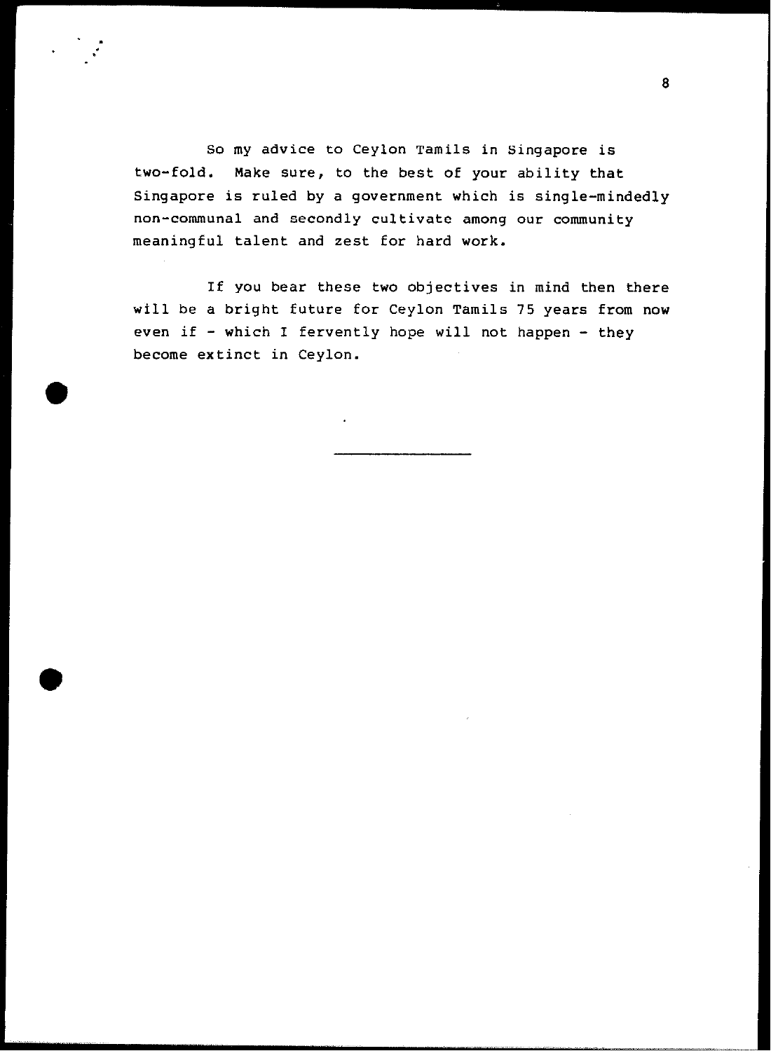So my advice to Ceylon Tamils in Singapore is two-fold. Make sure, to the best of your ability that Singapore is ruled by a government which is single-mindedly non-communal and secondly cultivate among our community meaningful talent and zest for hard work.

If you bear these two objectives in mind then there will be a bright future for Ceylon Tamils 75 years from now even if - which I fervently hope will not happen - they become extinct in Ceylon.

---